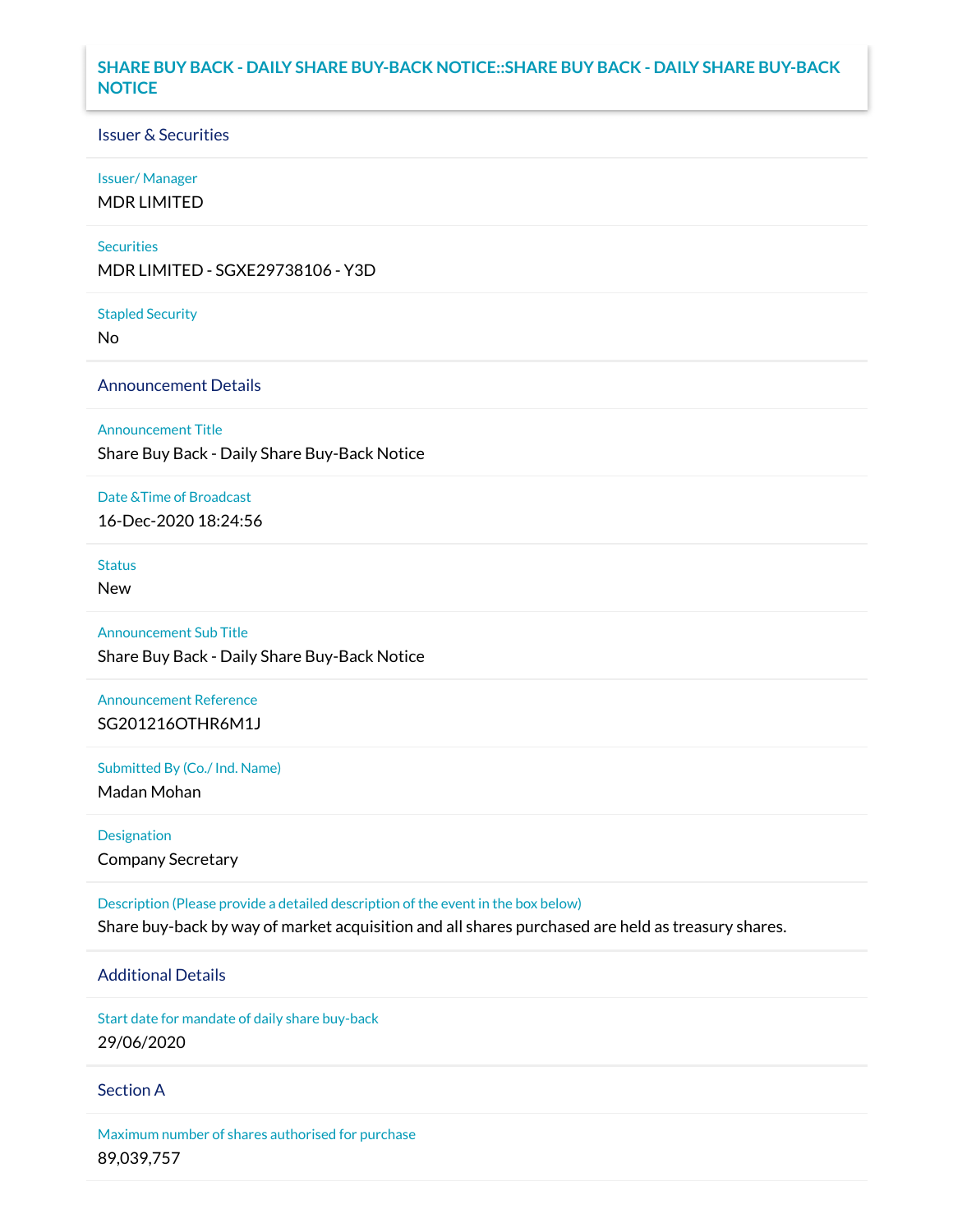# SHARE BUY BACK - DAILY SHARE BUY-BACK NOTICE::SHARE BUY BACK - DAILY SHARE BUY-BACK NOTICE

## Issuer & Securities

**Issuer/ Manager**

MDR LIMITED

**Securities**

MDR LIMITED - SGXE29738106 - Y3D

**Stapled Security**

No

## Announcement Details

**Announcement Title**

Share Buy Back - Daily Share Buy-Back Notice

**Date &Time of Broadcast**

16-Dec-2020 18:24:56

**Status**

New

**Announcement Sub Title**

Share Buy Back - Daily Share Buy-Back Notice

**Announcement Reference**

SG201216OTHR6M1J

**Submitted By (Co./ Ind. Name)**

Madan Mohan

**Designation**

Company Secretary

**Description (Please provide a detailed description of the event in the box below)**

Share buy-back by way of market acquisition and all shares purchased are held as treasury shares.

## Additional Details

**Start date for mandate of daily share buy-back**

29/06/2020

## Section A

**Maximum number of shares authorised for purchase**

89,039,757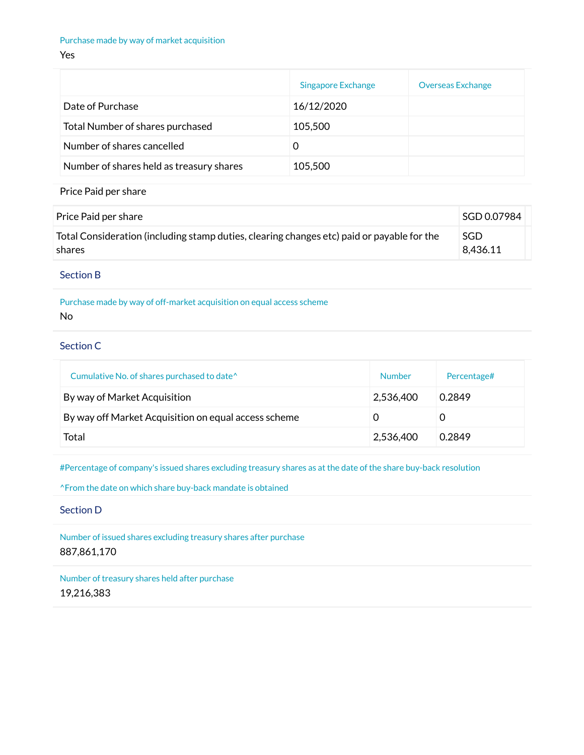Purchase made by way of market acquisition

Yes

| | Singapore Exchange | Overseas Exchange |
|---|---|---|
| Date of Purchase | 16/12/2020 | |
| Total Number of shares purchased | 105,500 | |
| Number of shares cancelled | 0 | |
| Number of shares held as treasury shares | 105,500 | |

Price Paid per share

| | |
|---|---|
| Price Paid per share | SGD 0.07984 |
| Total Consideration (including stamp duties, clearing changes etc) paid or payable for the shares | SGD 8,436.11 |

## Section B

Purchase made by way of off-market acquisition on equal access scheme

No

## Section C

| Cumulative No. of shares purchased to date^ | Number | Percentage# |
|---|---|---|
| By way of Market Acquisition | 2,536,400 | 0.2849 |
| By way off Market Acquisition on equal access scheme | 0 | 0 |
| Total | 2,536,400 | 0.2849 |

#Percentage of company's issued shares excluding treasury shares as at the date of the share buy-back resolution

^From the date on which share buy-back mandate is obtained

## Section D

Number of issued shares excluding treasury shares after purchase

887,861,170

Number of treasury shares held after purchase

19,216,383